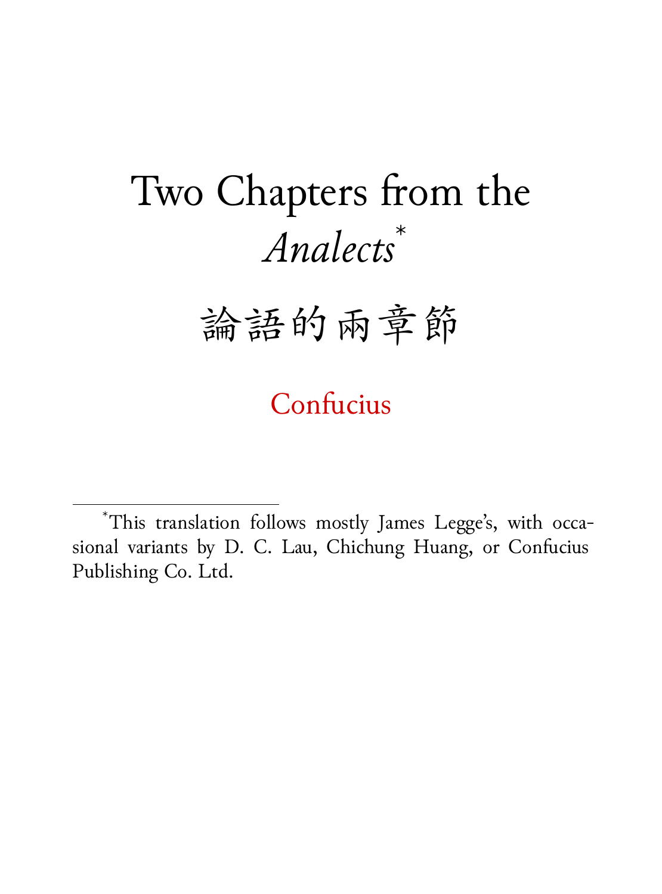# Two Chapters from the *Analects*[*]

# 論語的兩章節

Confucius

[*]This translation follows mostly James Legge's, with occasional variants by D. C. Lau, Chichung Huang, or Confucius Publishing Co. Ltd.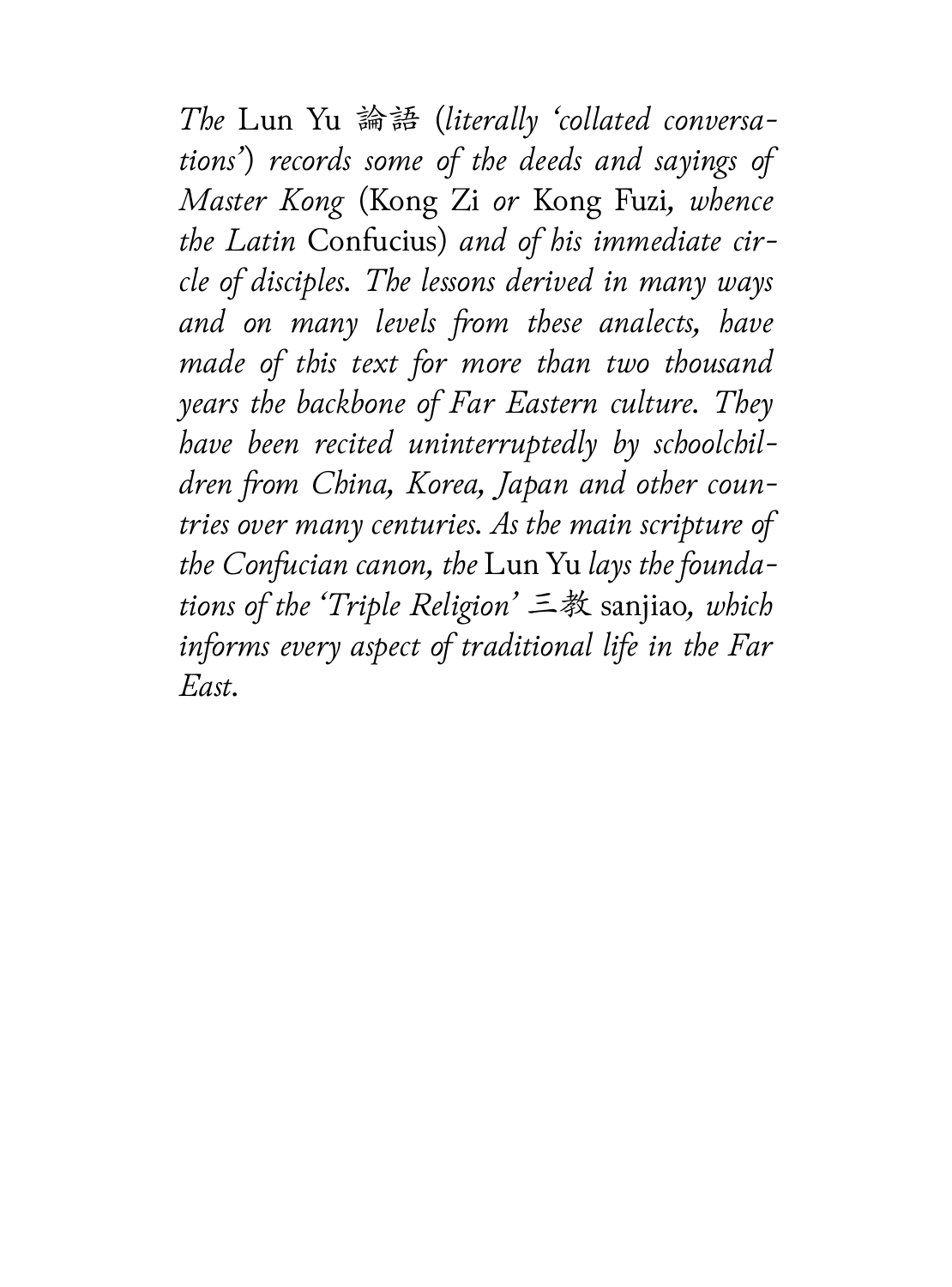*The* Lun Yu 論語 (*literally 'collated conversations'*) *records some of the deeds and sayings of Master Kong* (Kong Zi *or* Kong Fuzi, *whence the Latin* Confucius) *and of his immediate circle of disciples. The lessons derived in many ways and on many levels from these analects, have made of this text for more than two thousand years the backbone of Far Eastern culture. They have been recited uninterruptedly by schoolchildren from China, Korea, Japan and other countries over many centuries. As the main scripture of the Confucian canon, the* Lun Yu *lays the foundations of the 'Triple Religion'* 三教 sanjiao, *which informs every aspect of traditional life in the Far East.*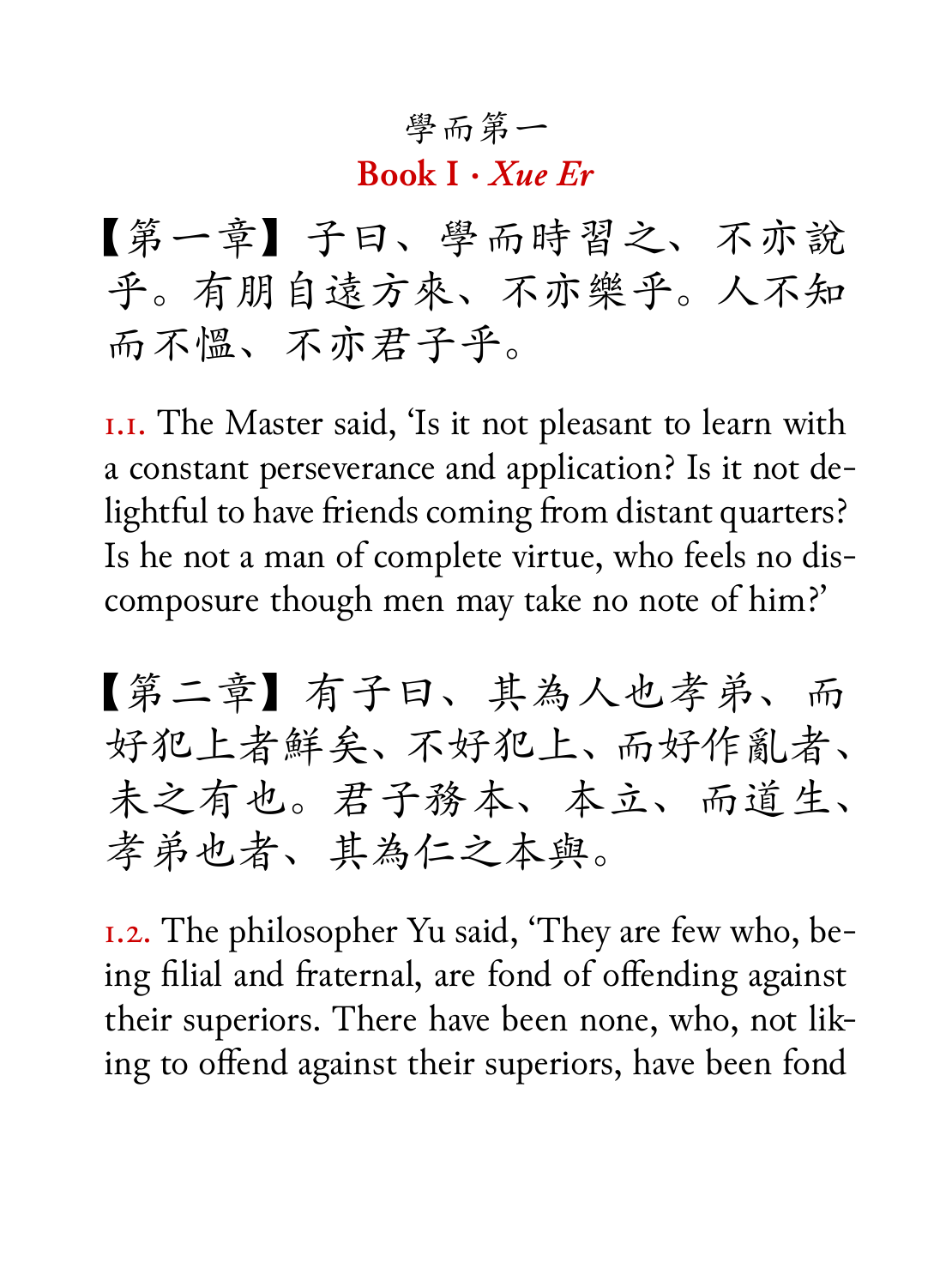# 學而第一

## Book I · *Xue Er*

【第一章】子曰、學而時習之、不亦說乎。有朋自遠方來、不亦樂乎。人不知而不慍、不亦君子乎。

1.1. The Master said, ‘Is it not pleasant to learn with a constant perseverance and application? Is it not delightful to have friends coming from distant quarters? Is he not a man of complete virtue, who feels no discomposure though men may take no note of him?’

【第二章】有子曰、其為人也孝弟、而好犯上者鮮矣、不好犯上、而好作亂者、未之有也。君子務本、本立、而道生、孝弟也者、其為仁之本與。

1.2. The philosopher Yu said, ‘They are few who, being filial and fraternal, are fond of offending against their superiors. There have been none, who, not liking to offend against their superiors, have been fond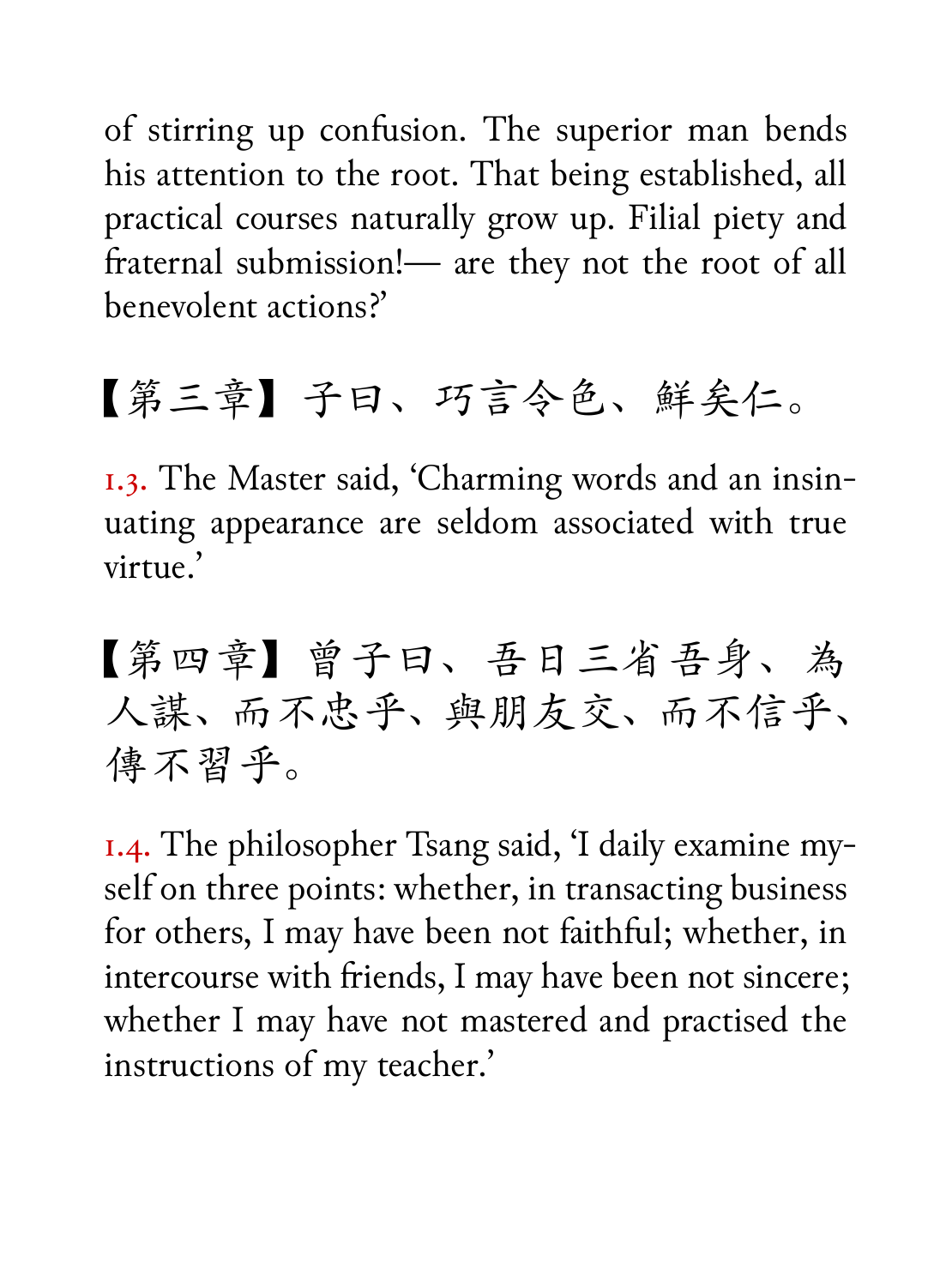of stirring up confusion. The superior man bends his attention to the root. That being established, all practical courses naturally grow up. Filial piety and fraternal submission!— are they not the root of all benevolent actions?'

## 【第三章】子曰、巧言令色、鮮矣仁。

1.3. The Master said, 'Charming words and an insinuating appearance are seldom associated with true virtue.'

## 【第四章】曾子曰、吾日三省吾身、為人謀、而不忠乎、與朋友交、而不信乎、傳不習乎。

1.4. The philosopher Tsang said, 'I daily examine myself on three points: whether, in transacting business for others, I may have been not faithful; whether, in intercourse with friends, I may have been not sincere; whether I may have not mastered and practised the instructions of my teacher.'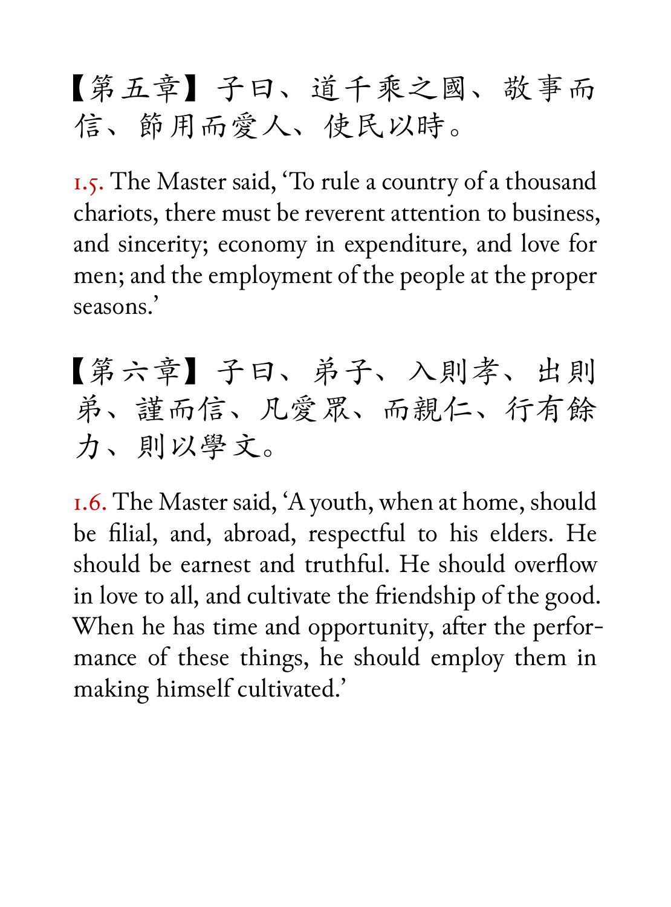【第五章】子曰、道千乘之國、敬事而信、節用而愛人、使民以時。

1.5. The Master said, 'To rule a country of a thousand chariots, there must be reverent attention to business, and sincerity; economy in expenditure, and love for men; and the employment of the people at the proper seasons.'

【第六章】子曰、弟子、入則孝、出則弟、謹而信、凡愛眾、而親仁、行有餘力、則以學文。

1.6. The Master said, 'A youth, when at home, should be filial, and, abroad, respectful to his elders. He should be earnest and truthful. He should overflow in love to all, and cultivate the friendship of the good. When he has time and opportunity, after the performance of these things, he should employ them in making himself cultivated.'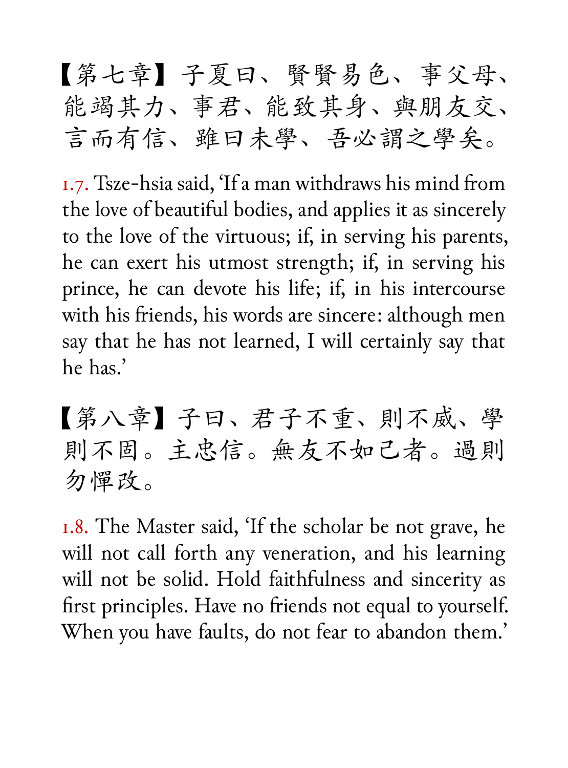【第七章】子夏曰、賢賢易色、事父母、能竭其力、事君、能致其身、與朋友交、言而有信、雖曰未學、吾必謂之學矣。

1.7. Tsze-hsia said, 'If a man withdraws his mind from the love of beautiful bodies, and applies it as sincerely to the love of the virtuous; if, in serving his parents, he can exert his utmost strength; if, in serving his prince, he can devote his life; if, in his intercourse with his friends, his words are sincere: although men say that he has not learned, I will certainly say that he has.'

【第八章】子曰、君子不重、則不威、學則不固。主忠信。無友不如己者。過則勿憚改。

1.8. The Master said, 'If the scholar be not grave, he will not call forth any veneration, and his learning will not be solid. Hold faithfulness and sincerity as first principles. Have no friends not equal to yourself. When you have faults, do not fear to abandon them.'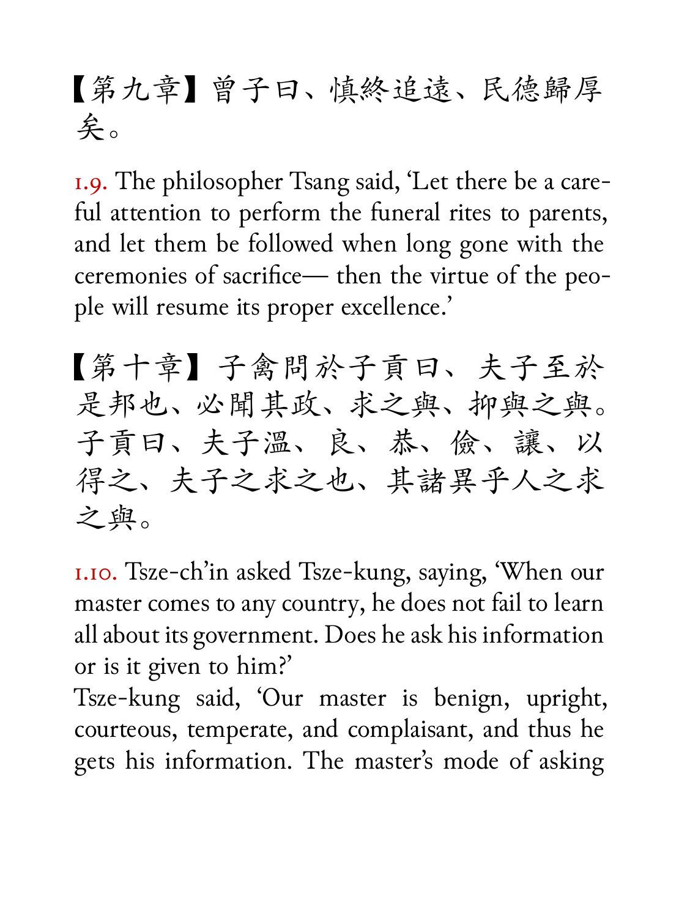【第九章】曾子曰、慎終追遠、民德歸厚矣。

1.9. The philosopher Tsang said, 'Let there be a careful attention to perform the funeral rites to parents, and let them be followed when long gone with the ceremonies of sacrifice— then the virtue of the people will resume its proper excellence.'

【第十章】子禽問於子貢曰、夫子至於是邦也、必聞其政、求之與、抑與之與。子貢曰、夫子溫、良、恭、儉、讓、以得之、夫子之求之也、其諸異乎人之求之與。

1.10. Tsze-ch'in asked Tsze-kung, saying, 'When our master comes to any country, he does not fail to learn all about its government. Does he ask his information or is it given to him?'
Tsze-kung said, 'Our master is benign, upright, courteous, temperate, and complaisant, and thus he gets his information. The master's mode of asking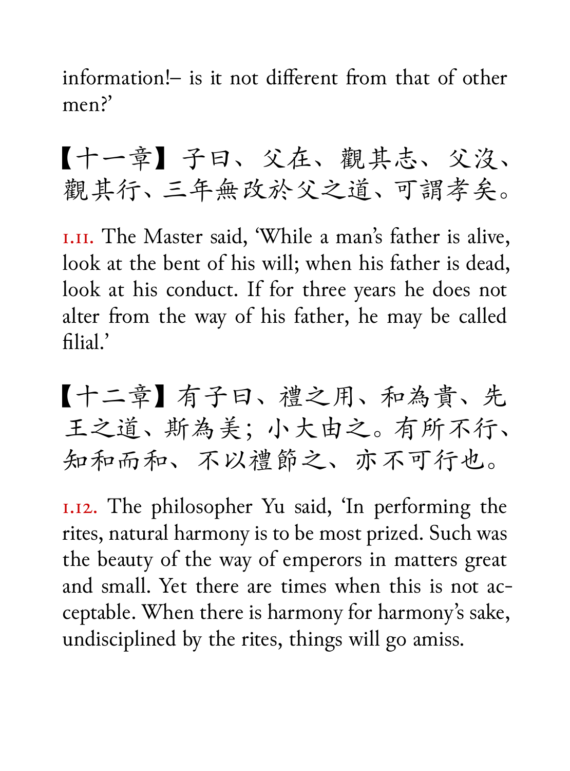information!– is it not different from that of other men?'

【十一章】子曰、父在、觀其志、父沒、觀其行、三年無改於父之道、可謂孝矣。

1.11. The Master said, 'While a man's father is alive, look at the bent of his will; when his father is dead, look at his conduct. If for three years he does not alter from the way of his father, he may be called filial.'

【十二章】有子曰、禮之用、和為貴、先王之道、斯為美；小大由之。有所不行、知和而和、不以禮節之、亦不可行也。

1.12. The philosopher Yu said, 'In performing the rites, natural harmony is to be most prized. Such was the beauty of the way of emperors in matters great and small. Yet there are times when this is not acceptable. When there is harmony for harmony's sake, undisciplined by the rites, things will go amiss.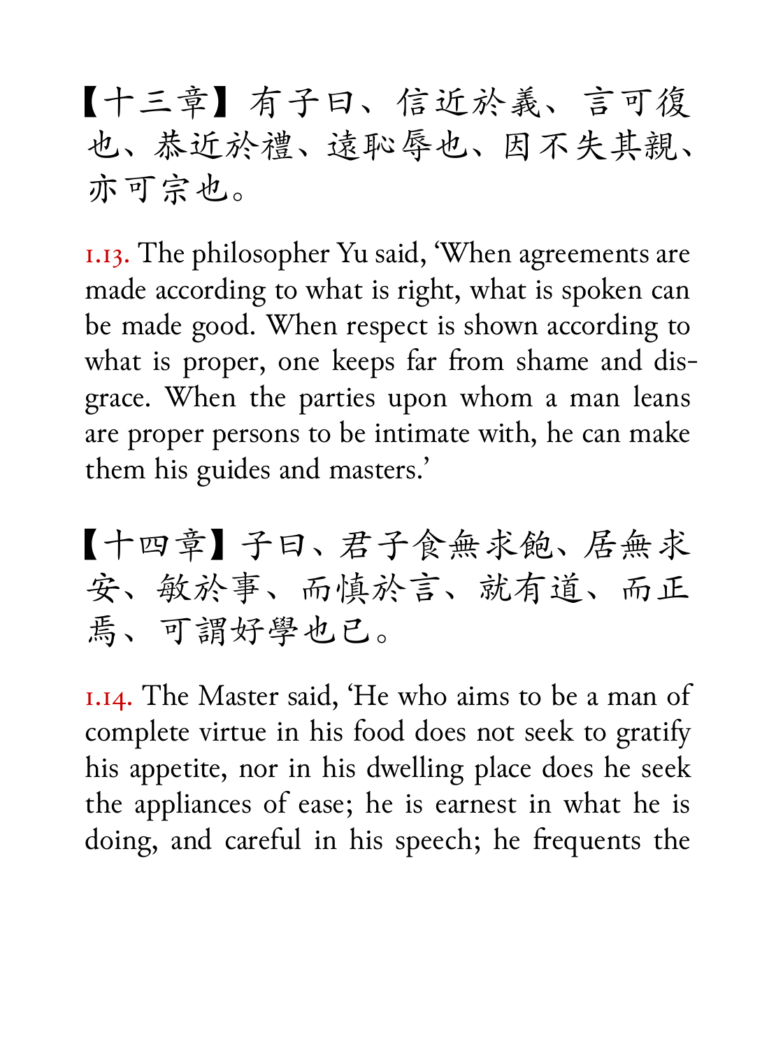【十三章】有子曰、信近於義、言可復也、恭近於禮、遠恥辱也、因不失其親、亦可宗也。

1.13. The philosopher Yu said, 'When agreements are made according to what is right, what is spoken can be made good. When respect is shown according to what is proper, one keeps far from shame and disgrace. When the parties upon whom a man leans are proper persons to be intimate with, he can make them his guides and masters.'

【十四章】子曰、君子食無求飽、居無求安、敏於事、而慎於言、就有道、而正焉、可謂好學也已。

1.14. The Master said, 'He who aims to be a man of complete virtue in his food does not seek to gratify his appetite, nor in his dwelling place does he seek the appliances of ease; he is earnest in what he is doing, and careful in his speech; he frequents the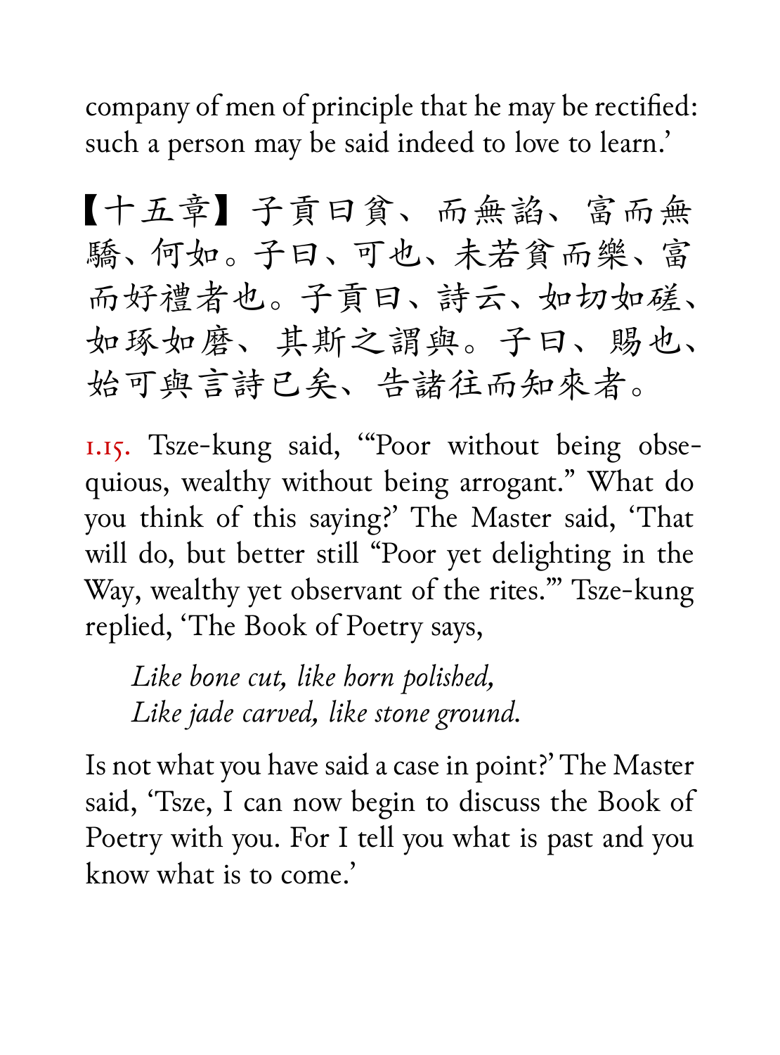company of men of principle that he may be rectified: such a person may be said indeed to love to learn.'

【十五章】子貢曰貧、而無諂、富而無驕、何如。子曰、可也、未若貧而樂、富而好禮者也。子貢曰、詩云、如切如磋、如琢如磨、其斯之謂與。子曰、賜也、始可與言詩已矣、告諸往而知來者。

1.15. Tsze-kung said, '"Poor without being obsequious, wealthy without being arrogant." What do you think of this saying?' The Master said, 'That will do, but better still "Poor yet delighting in the Way, wealthy yet observant of the rites."' Tsze-kung replied, 'The Book of Poetry says,

> *Like bone cut, like horn polished,*
> *Like jade carved, like stone ground.*

Is not what you have said a case in point?' The Master said, 'Tsze, I can now begin to discuss the Book of Poetry with you. For I tell you what is past and you know what is to come.'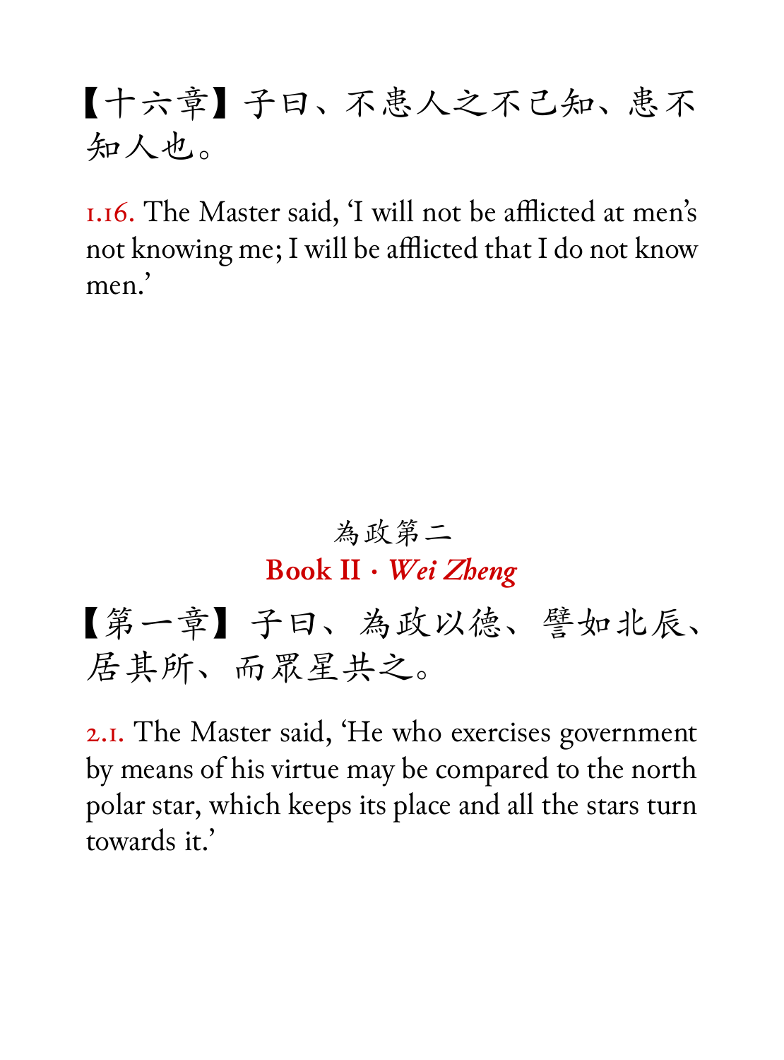【十六章】子曰、不患人之不己知、患不知人也。

1.16. The Master said, 'I will not be afflicted at men's not knowing me; I will be afflicted that I do not know men.'

## 為政第二
## **Book II · *Wei Zheng***

【第一章】子曰、為政以德、譬如北辰、居其所、而眾星共之。

2.1. The Master said, 'He who exercises government by means of his virtue may be compared to the north polar star, which keeps its place and all the stars turn towards it.'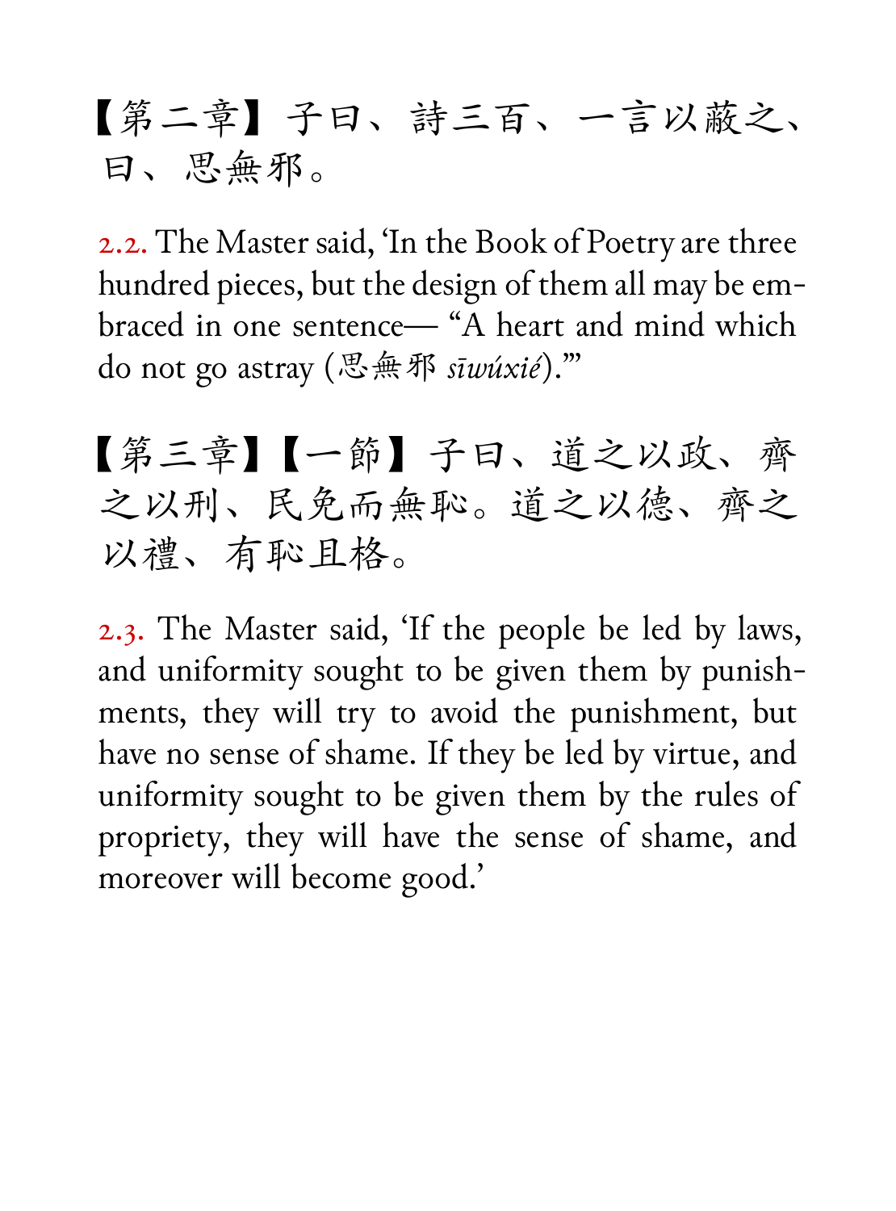【第二章】子曰、詩三百、一言以蔽之、曰、思無邪。

2.2. The Master said, 'In the Book of Poetry are three hundred pieces, but the design of them all may be embraced in one sentence— "A heart and mind which do not go astray (思無邪 *sīwúxié*)."'

【第三章】【一節】子曰、道之以政、齊之以刑、民免而無恥。道之以德、齊之以禮、有恥且格。

2.3. The Master said, 'If the people be led by laws, and uniformity sought to be given them by punishments, they will try to avoid the punishment, but have no sense of shame. If they be led by virtue, and uniformity sought to be given them by the rules of propriety, they will have the sense of shame, and moreover will become good.'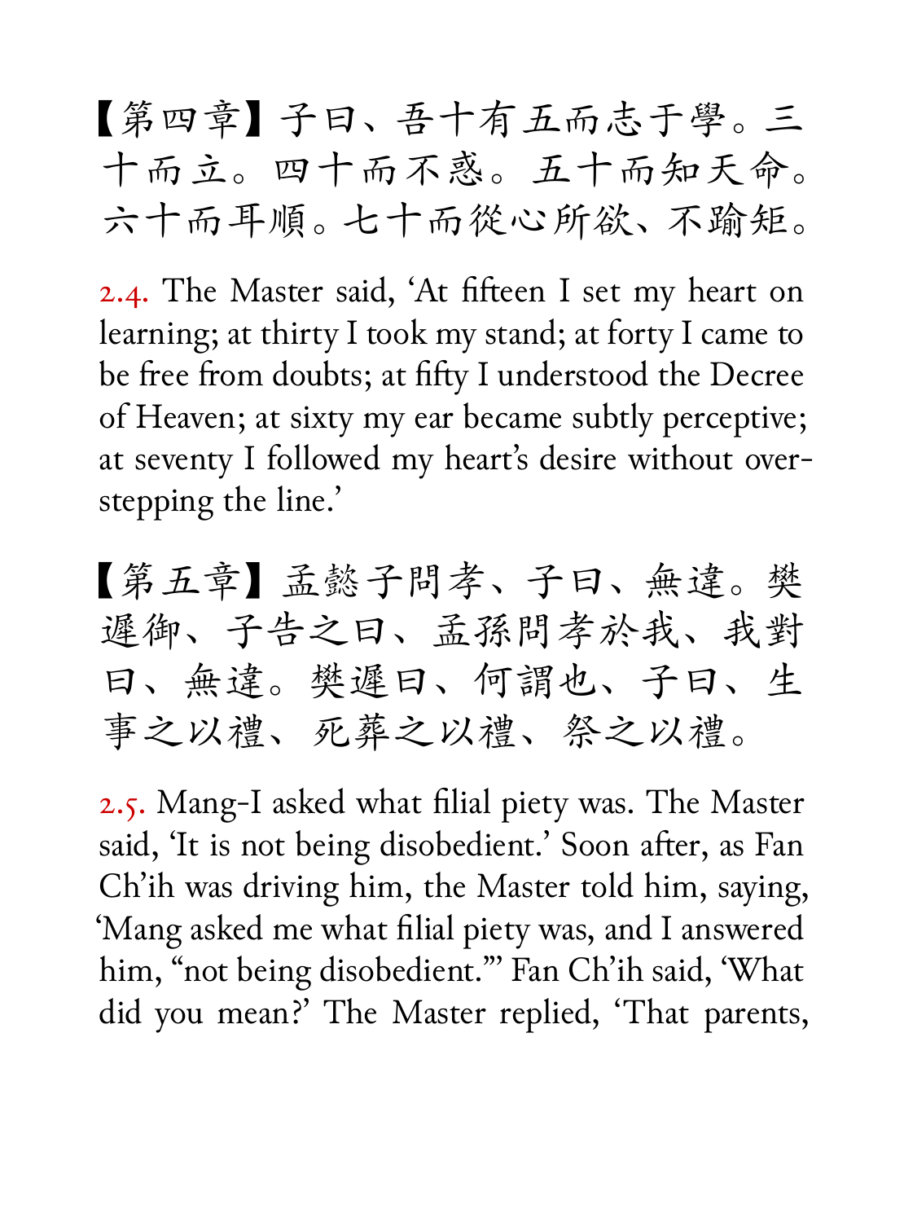【第四章】子曰、吾十有五而志于學。三十而立。四十而不惑。五十而知天命。六十而耳順。七十而從心所欲、不踰矩。

2.4. The Master said, 'At fifteen I set my heart on learning; at thirty I took my stand; at forty I came to be free from doubts; at fifty I understood the Decree of Heaven; at sixty my ear became subtly perceptive; at seventy I followed my heart's desire without overstepping the line.'

【第五章】孟懿子問孝、子曰、無違。樊遲御、子告之曰、孟孫問孝於我、我對曰、無違。樊遲曰、何謂也、子曰、生事之以禮、死葬之以禮、祭之以禮。

2.5. Mang-I asked what filial piety was. The Master said, 'It is not being disobedient.' Soon after, as Fan Ch'ih was driving him, the Master told him, saying, 'Mang asked me what filial piety was, and I answered him, "not being disobedient."' Fan Ch'ih said, 'What did you mean?' The Master replied, 'That parents,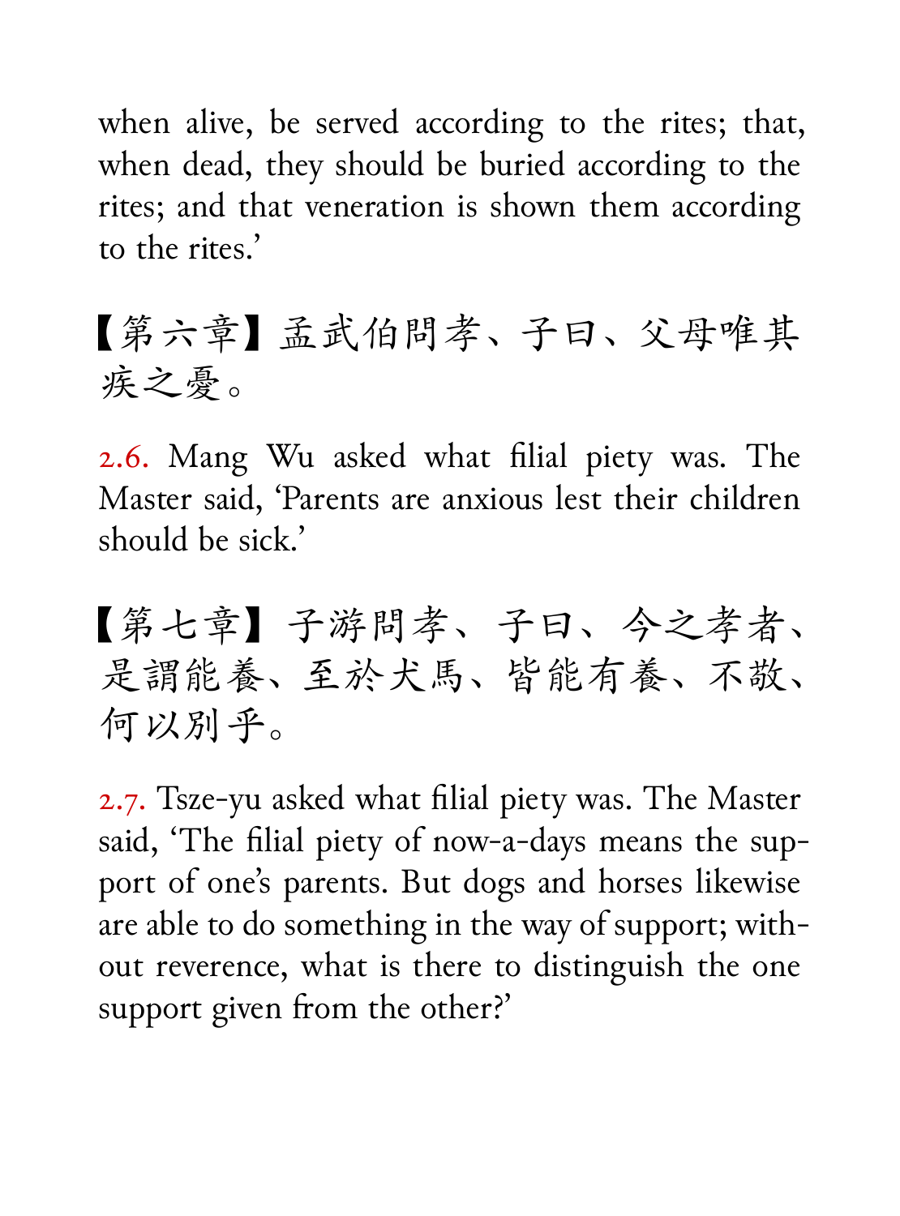when alive, be served according to the rites; that, when dead, they should be buried according to the rites; and that veneration is shown them according to the rites.'

【第六章】孟武伯問孝、子曰、父母唯其疾之憂。

2.6. Mang Wu asked what filial piety was. The Master said, 'Parents are anxious lest their children should be sick.'

【第七章】子游問孝、子曰、今之孝者、是謂能養、至於犬馬、皆能有養、不敬、何以別乎。

2.7. Tsze-yu asked what filial piety was. The Master said, 'The filial piety of now-a-days means the support of one's parents. But dogs and horses likewise are able to do something in the way of support; without reverence, what is there to distinguish the one support given from the other?'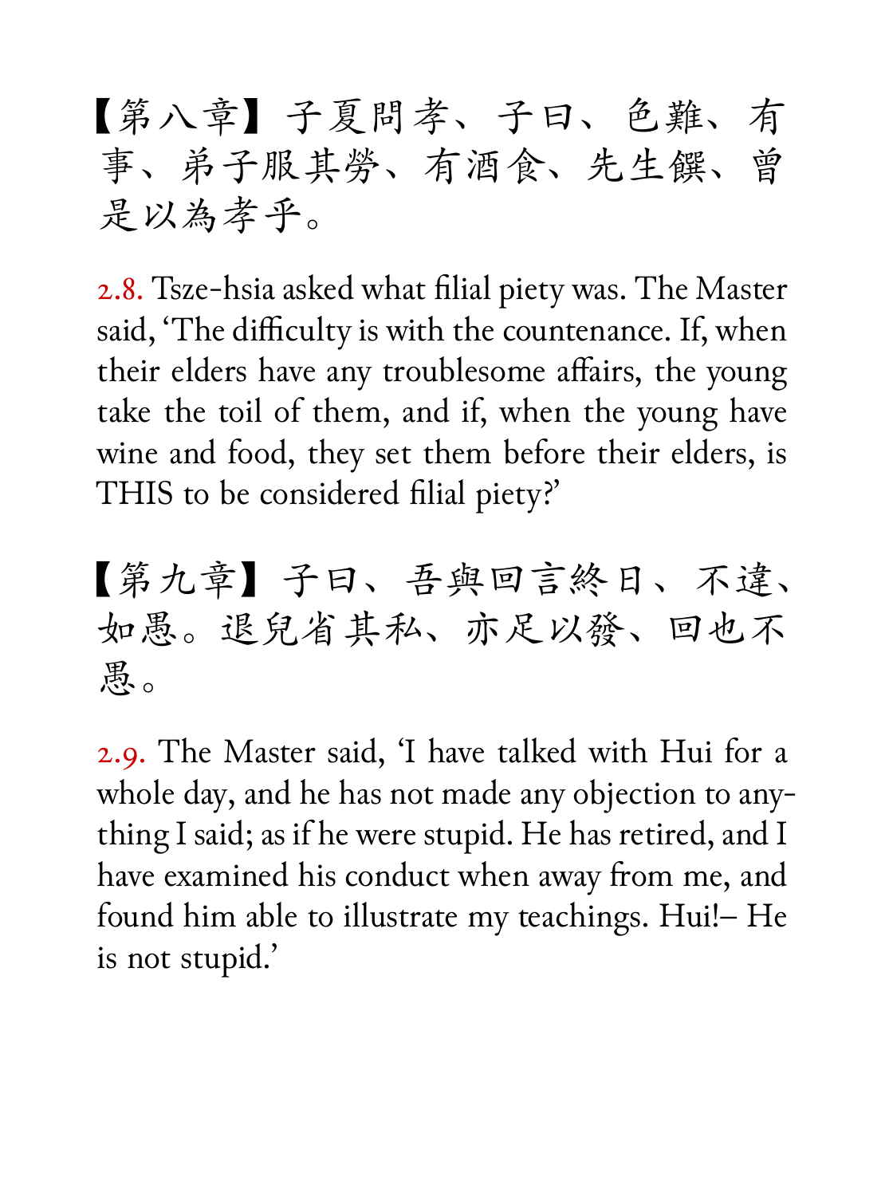【第八章】子夏問孝、子曰、色難、有事、弟子服其勞、有酒食、先生饌、曾是以為孝乎。

2.8. Tsze-hsia asked what filial piety was. The Master said, 'The difficulty is with the countenance. If, when their elders have any troublesome affairs, the young take the toil of them, and if, when the young have wine and food, they set them before their elders, is THIS to be considered filial piety?'

【第九章】子曰、吾與回言終日、不違、如愚。退而省其私、亦足以發、回也不愚。

2.9. The Master said, 'I have talked with Hui for a whole day, and he has not made any objection to anything I said; as if he were stupid. He has retired, and I have examined his conduct when away from me, and found him able to illustrate my teachings. Hui!– He is not stupid.'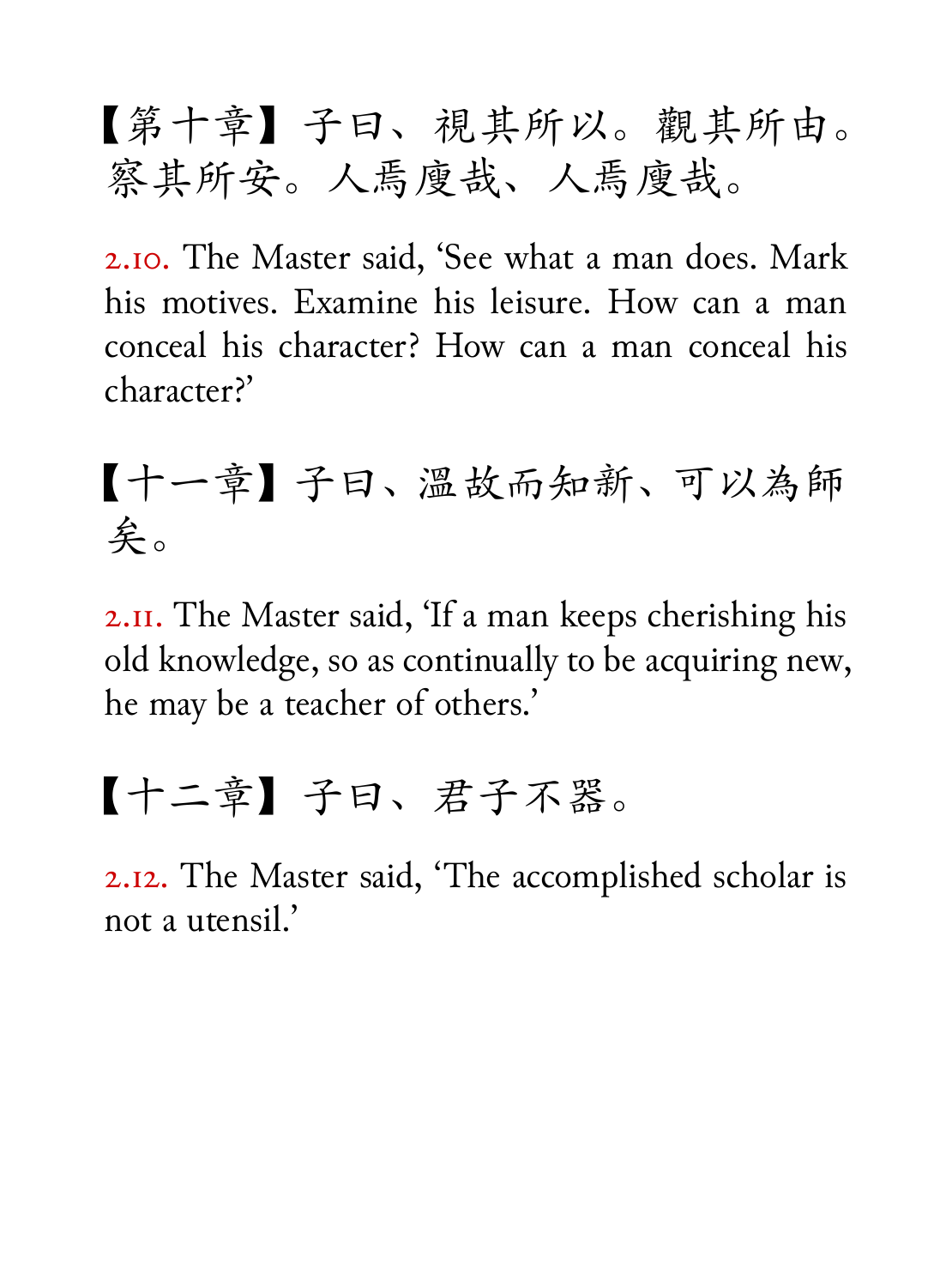【第十章】子曰、視其所以。觀其所由。察其所安。人焉廋哉、人焉廋哉。

2.10. The Master said, 'See what a man does. Mark his motives. Examine his leisure. How can a man conceal his character? How can a man conceal his character?'

【十一章】子曰、溫故而知新、可以為師矣。

2.11. The Master said, 'If a man keeps cherishing his old knowledge, so as continually to be acquiring new, he may be a teacher of others.'

【十二章】子曰、君子不器。

2.12. The Master said, 'The accomplished scholar is not a utensil.'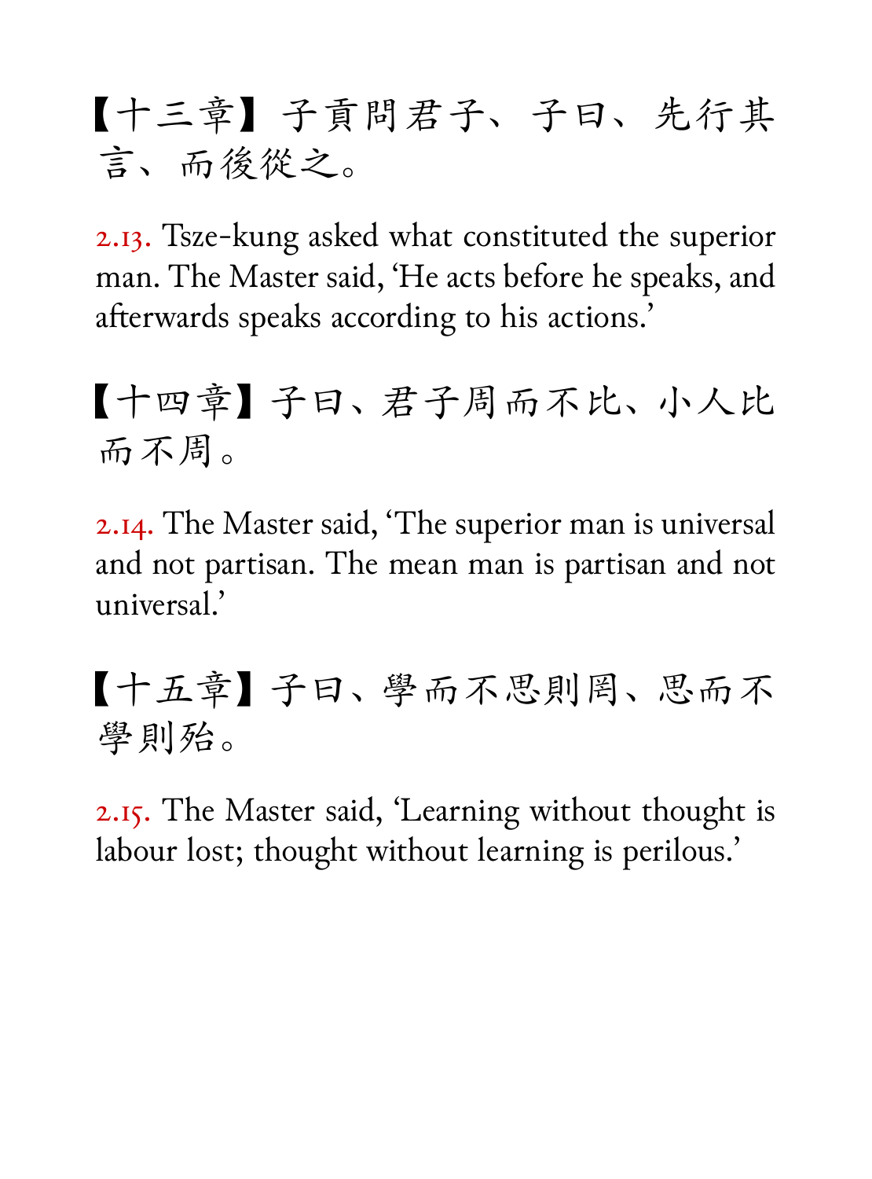【十三章】子貢問君子、子曰、先行其言、而後從之。

2.13. Tsze-kung asked what constituted the superior man. The Master said, 'He acts before he speaks, and afterwards speaks according to his actions.'

【十四章】子曰、君子周而不比、小人比而不周。

2.14. The Master said, 'The superior man is universal and not partisan. The mean man is partisan and not universal.'

【十五章】子曰、學而不思則罔、思而不學則殆。

2.15. The Master said, 'Learning without thought is labour lost; thought without learning is perilous.'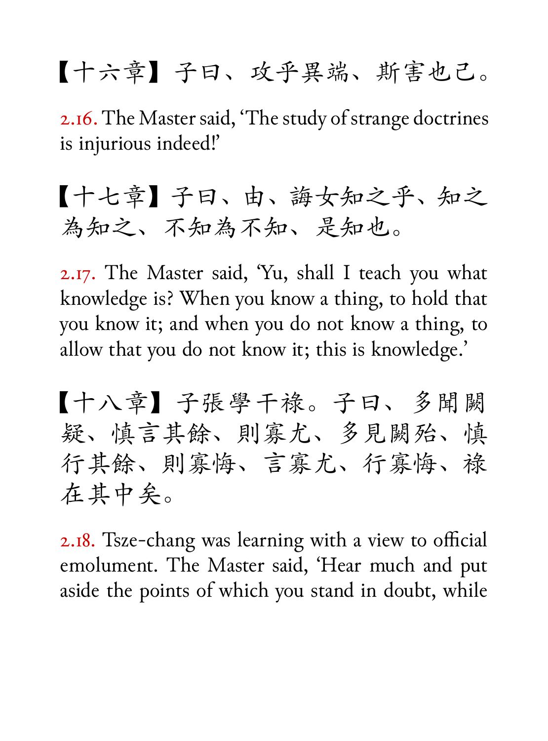【十六章】子曰、攻乎異端、斯害也已。

2.16. The Master said, ‘The study of strange doctrines is injurious indeed!’

【十七章】子曰、由、誨女知之乎、知之為知之、不知為不知、是知也。

2.17. The Master said, ‘Yu, shall I teach you what knowledge is? When you know a thing, to hold that you know it; and when you do not know a thing, to allow that you do not know it; this is knowledge.’

【十八章】子張學干祿。子曰、多聞闕疑、慎言其餘、則寡尤、多見闕殆、慎行其餘、則寡悔、言寡尤、行寡悔、祿在其中矣。

2.18. Tsze-chang was learning with a view to official emolument. The Master said, ‘Hear much and put aside the points of which you stand in doubt, while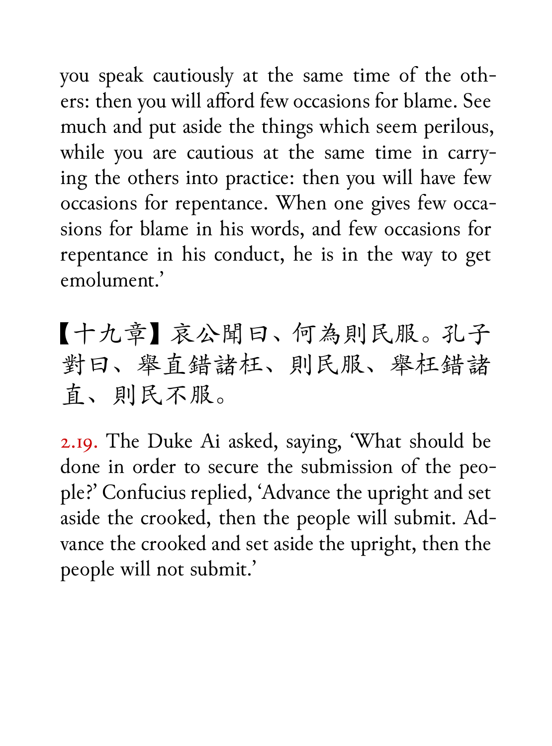you speak cautiously at the same time of the others: then you will afford few occasions for blame. See much and put aside the things which seem perilous, while you are cautious at the same time in carrying the others into practice: then you will have few occasions for repentance. When one gives few occasions for blame in his words, and few occasions for repentance in his conduct, he is in the way to get emolument.'

【十九章】哀公閩曰、何為則民服。孔子對曰、舉直錯諸枉、則民服、舉枉錯諸直、則民不服。

2.19. The Duke Ai asked, saying, 'What should be done in order to secure the submission of the people?' Confucius replied, 'Advance the upright and set aside the crooked, then the people will submit. Advance the crooked and set aside the upright, then the people will not submit.'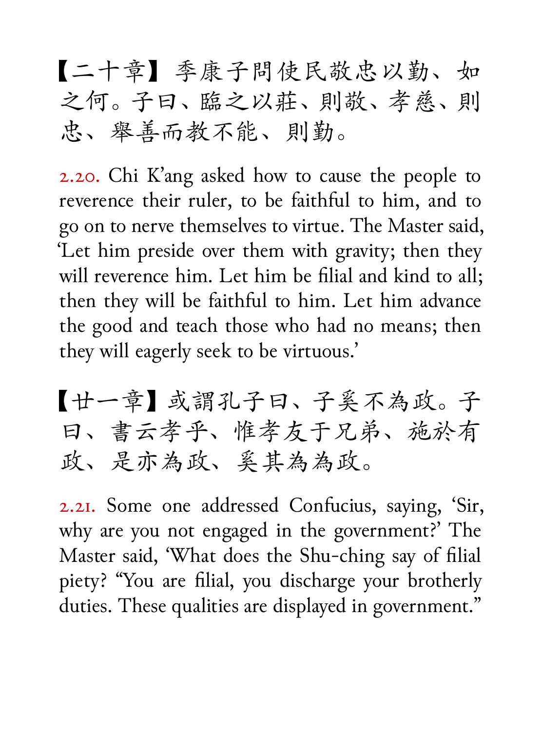【二十章】季康子問使民敬忠以勸、如之何。子曰、臨之以莊、則敬、孝慈、則忠、舉善而教不能、則勸。

2.20. Chi K'ang asked how to cause the people to reverence their ruler, to be faithful to him, and to go on to nerve themselves to virtue. The Master said, 'Let him preside over them with gravity; then they will reverence him. Let him be filial and kind to all; then they will be faithful to him. Let him advance the good and teach those who had no means; then they will eagerly seek to be virtuous.'

【廿一章】或謂孔子曰、子奚不為政。子曰、書云孝乎、惟孝友于兄弟、施於有政、是亦為政、奚其為為政。

2.21. Some one addressed Confucius, saying, 'Sir, why are you not engaged in the government?' The Master said, 'What does the Shu-ching say of filial piety? "You are filial, you discharge your brotherly duties. These qualities are displayed in government."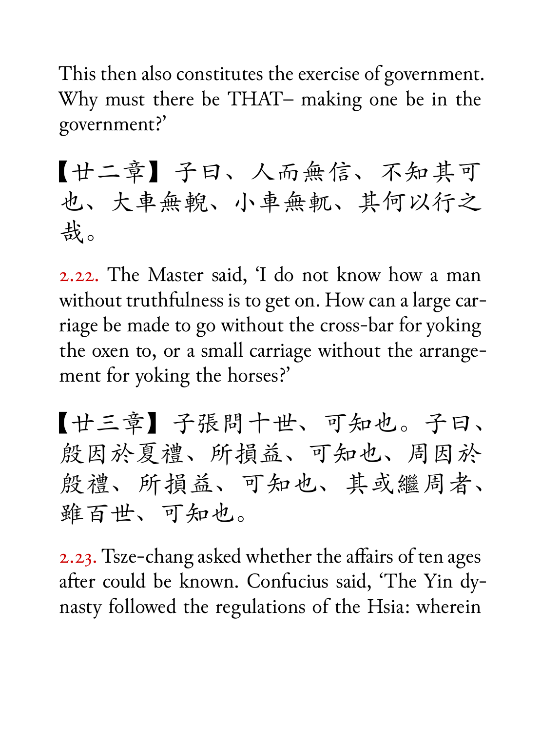This then also constitutes the exercise of government. Why must there be THAT– making one be in the government?'

【廿二章】子曰、人而無信、不知其可也、大車無輗、小車無軏、其何以行之哉。

2.22. The Master said, 'I do not know how a man without truthfulness is to get on. How can a large carriage be made to go without the cross-bar for yoking the oxen to, or a small carriage without the arrangement for yoking the horses?'

【廿三章】子張問十世、可知也。子曰、殷因於夏禮、所損益、可知也、周因於殷禮、所損益、可知也、其或繼周者、雖百世、可知也。

2.23. Tsze-chang asked whether the affairs of ten ages after could be known. Confucius said, 'The Yin dynasty followed the regulations of the Hsia: wherein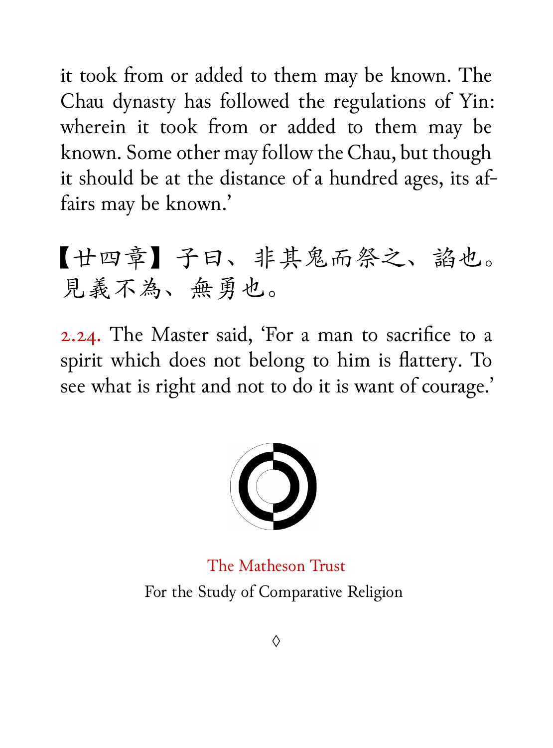it took from or added to them may be known. The Chau dynasty has followed the regulations of Yin: wherein it took from or added to them may be known. Some other may follow the Chau, but though it should be at the distance of a hundred ages, its affairs may be known.'

【廿四章】子曰、非其鬼而祭之、諂也。見義不為、無勇也。

2.24. The Master said, 'For a man to sacrifice to a spirit which does not belong to him is flattery. To see what is right and not to do it is want of courage.'

The Matheson Trust

For the Study of Comparative Religion

◊